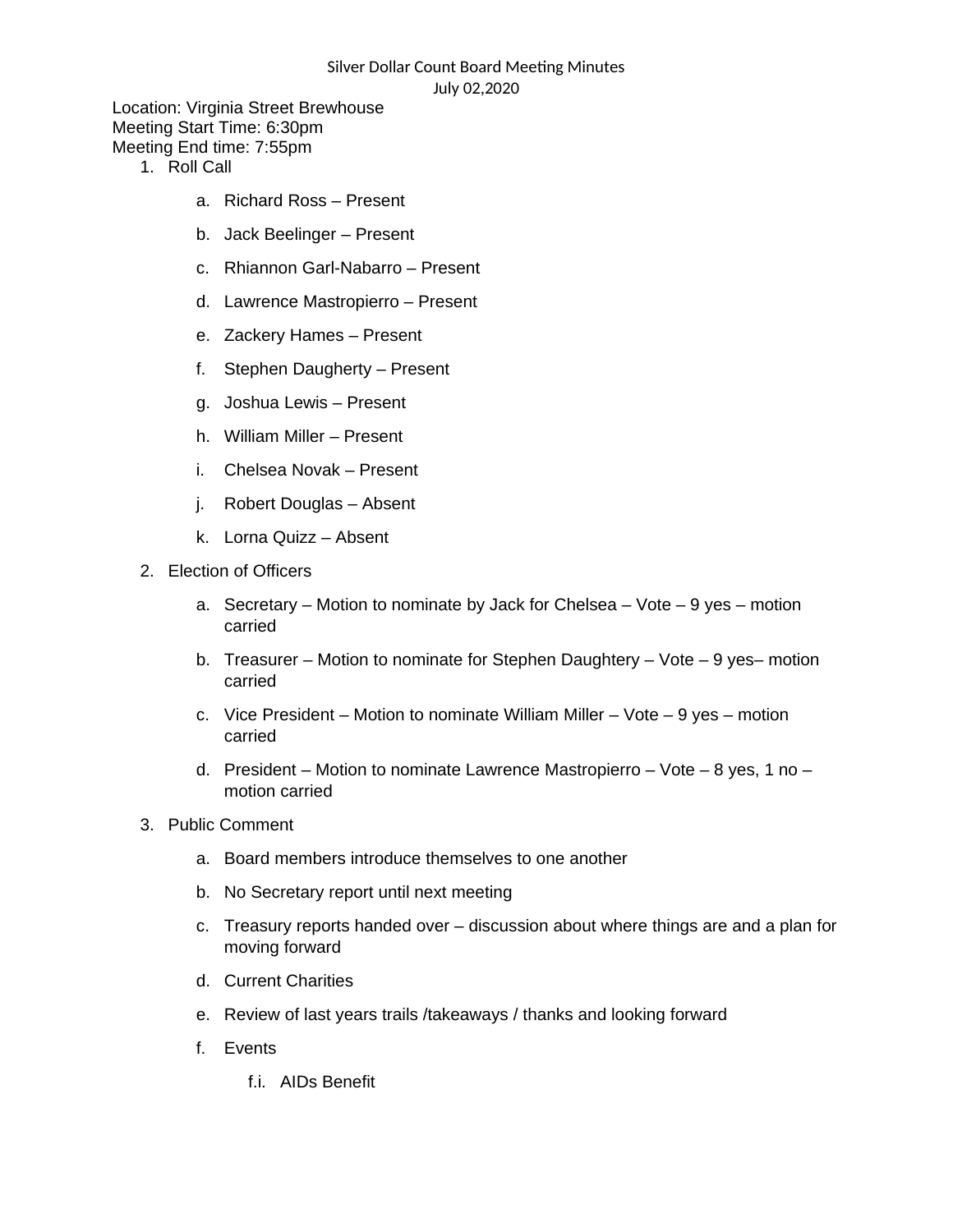Silver Dollar Count Board Meeting Minutes
July 02,2020

Location: Virginia Street Brewhouse
Meeting Start Time: 6:30pm
Meeting End time: 7:55pm

1. Roll Call
   a. Richard Ross – Present
   b. Jack Beelinger – Present
   c. Rhiannon Garl-Nabarro – Present
   d. Lawrence Mastropierro – Present
   e. Zackery Hames – Present
   f. Stephen Daugherty – Present
   g. Joshua Lewis – Present
   h. William Miller – Present
   i. Chelsea Novak – Present
   j. Robert Douglas – Absent
   k. Lorna Quizz – Absent
2. Election of Officers
   a. Secretary – Motion to nominate by Jack for Chelsea – Vote – 9 yes – motion carried
   b. Treasurer – Motion to nominate for Stephen Daughtery – Vote – 9 yes– motion carried
   c. Vice President – Motion to nominate William Miller – Vote – 9 yes – motion carried
   d. President – Motion to nominate Lawrence Mastropierro – Vote – 8 yes, 1 no – motion carried
3. Public Comment
   a. Board members introduce themselves to one another
   b. No Secretary report until next meeting
   c. Treasury reports handed over – discussion about where things are and a plan for moving forward
   d. Current Charities
   e. Review of last years trails /takeaways / thanks and looking forward
   f. Events
      f.i. AIDs Benefit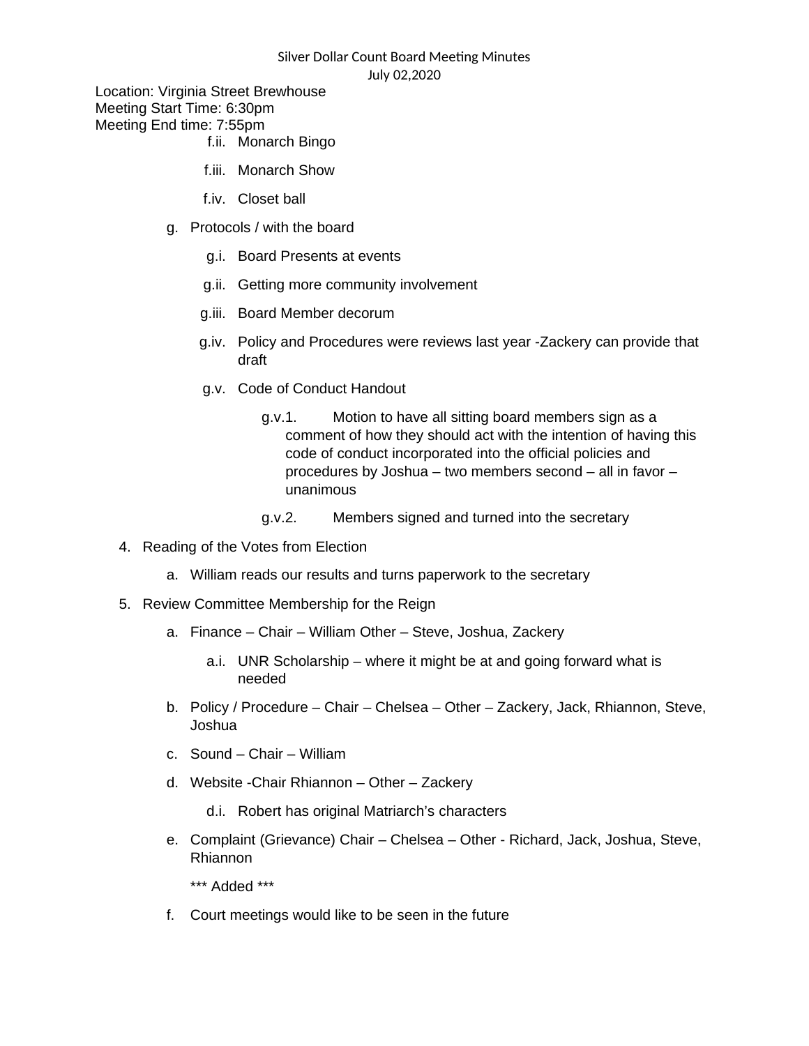Silver Dollar Count Board Meeting Minutes
July 02,2020

Location: Virginia Street Brewhouse
Meeting Start Time: 6:30pm
Meeting End time: 7:55pm

- f.ii. Monarch Bingo
- f.iii. Monarch Show
- f.iv. Closet ball

g. Protocols / with the board

- g.i. Board Presents at events
- g.ii. Getting more community involvement
- g.iii. Board Member decorum
- g.iv. Policy and Procedures were reviews last year -Zackery can provide that draft
- g.v. Code of Conduct Handout
  - g.v.1. Motion to have all sitting board members sign as a comment of how they should act with the intention of having this code of conduct incorporated into the official policies and procedures by Joshua – two members second – all in favor – unanimous
  - g.v.2. Members signed and turned into the secretary

4. Reading of the Votes from Election
   a. William reads our results and turns paperwork to the secretary
5. Review Committee Membership for the Reign
   a. Finance – Chair – William Other – Steve, Joshua, Zackery
      - a.i. UNR Scholarship – where it might be at and going forward what is needed

   b. Policy / Procedure – Chair – Chelsea – Other – Zackery, Jack, Rhiannon, Steve, Joshua

   c. Sound – Chair – William

   d. Website -Chair Rhiannon – Other – Zackery
      - d.i. Robert has original Matriarch's characters

   e. Complaint (Grievance) Chair – Chelsea – Other - Richard, Jack, Joshua, Steve, Rhiannon

      *** Added ***

   f. Court meetings would like to be seen in the future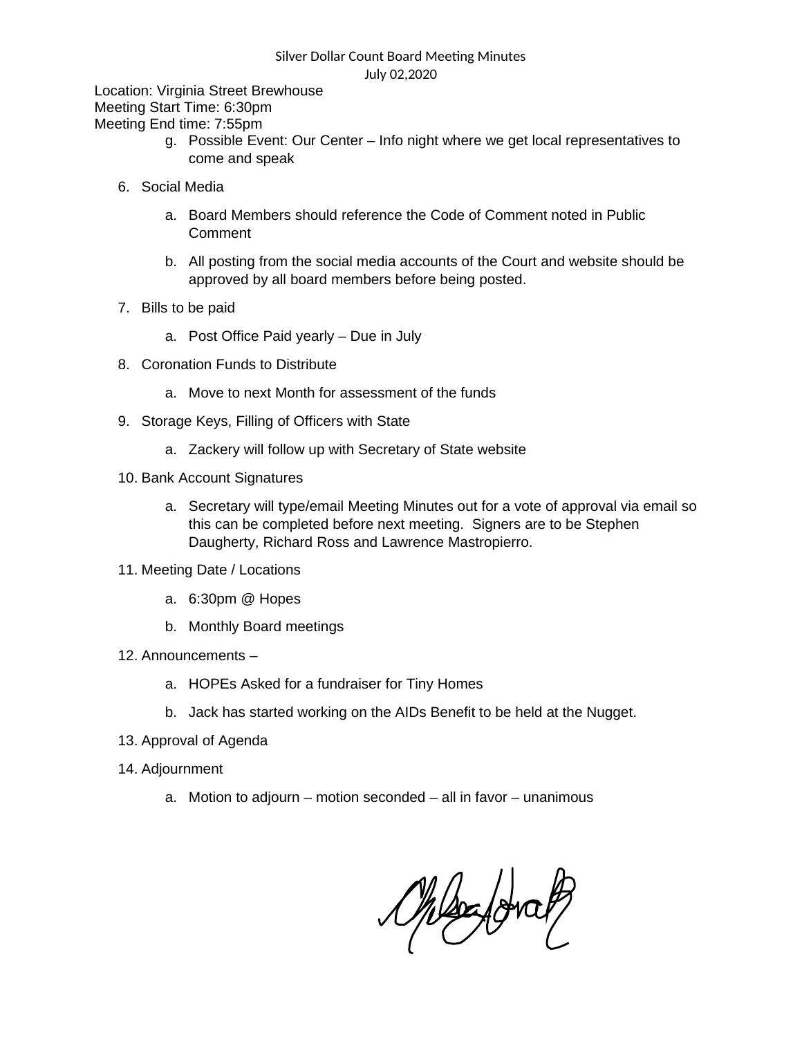Silver Dollar Count Board Meeting Minutes
July 02,2020

Location: Virginia Street Brewhouse
Meeting Start Time: 6:30pm
Meeting End time: 7:55pm

g. Possible Event: Our Center – Info night where we get local representatives to come and speak

6. Social Media
   a. Board Members should reference the Code of Comment noted in Public Comment
   b. All posting from the social media accounts of the Court and website should be approved by all board members before being posted.
7. Bills to be paid
   a. Post Office Paid yearly – Due in July
8. Coronation Funds to Distribute
   a. Move to next Month for assessment of the funds
9. Storage Keys, Filling of Officers with State
   a. Zackery will follow up with Secretary of State website
10. Bank Account Signatures
    a. Secretary will type/email Meeting Minutes out for a vote of approval via email so this can be completed before next meeting. Signers are to be Stephen Daugherty, Richard Ross and Lawrence Mastropierro.
11. Meeting Date / Locations
    a. 6:30pm @ Hopes
    b. Monthly Board meetings
12. Announcements –
    a. HOPEs Asked for a fundraiser for Tiny Homes
    b. Jack has started working on the AIDs Benefit to be held at the Nugget.
13. Approval of Agenda
14. Adjournment
    a. Motion to adjourn – motion seconded – all in favor – unanimous